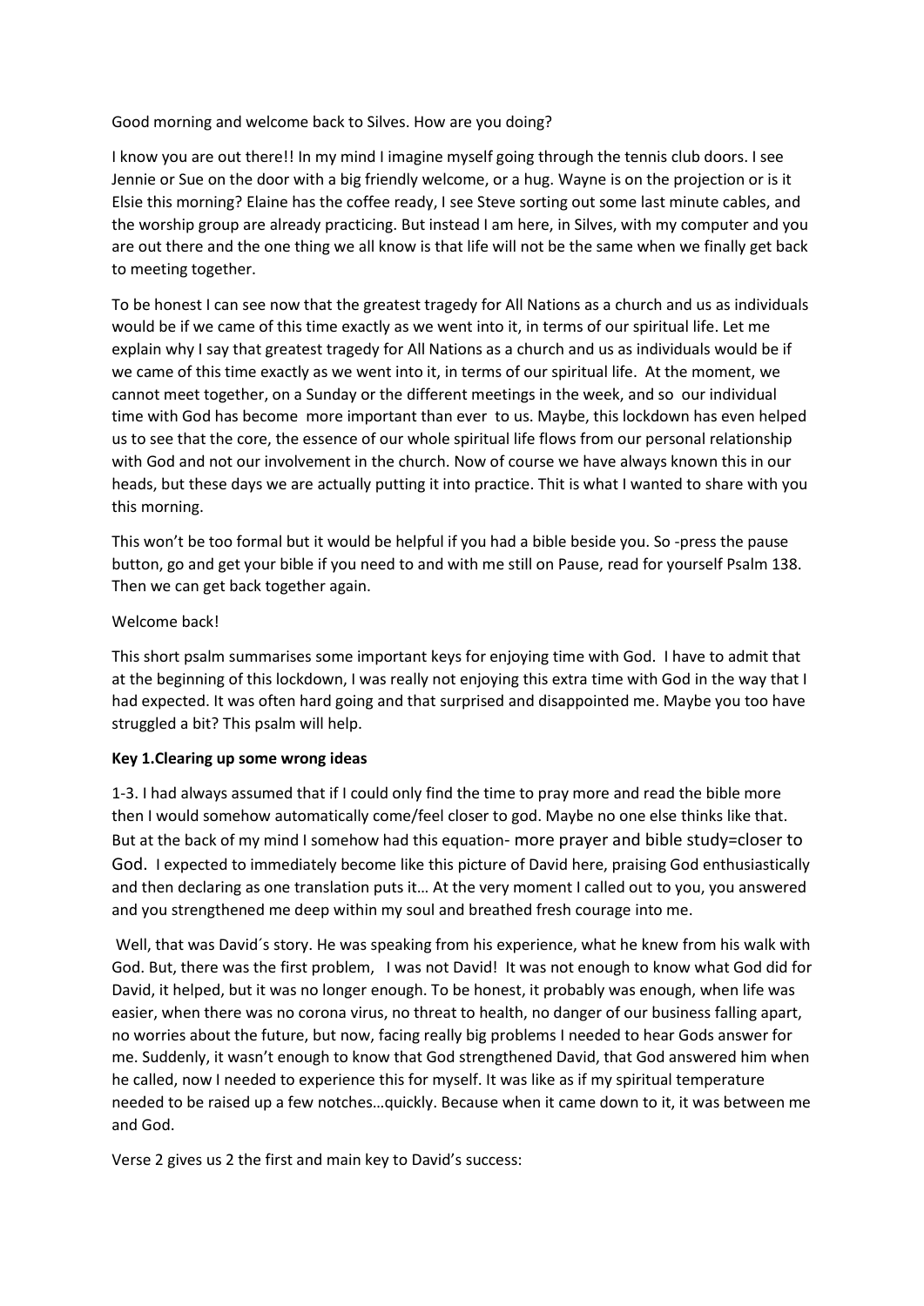Good morning and welcome back to Silves. How are you doing?

I know you are out there!! In my mind I imagine myself going through the tennis club doors. I see Jennie or Sue on the door with a big friendly welcome, or a hug. Wayne is on the projection or is it Elsie this morning? Elaine has the coffee ready, I see Steve sorting out some last minute cables, and the worship group are already practicing. But instead I am here, in Silves, with my computer and you are out there and the one thing we all know is that life will not be the same when we finally get back to meeting together.

To be honest I can see now that the greatest tragedy for All Nations as a church and us as individuals would be if we came of this time exactly as we went into it, in terms of our spiritual life. Let me explain why I say that greatest tragedy for All Nations as a church and us as individuals would be if we came of this time exactly as we went into it, in terms of our spiritual life. At the moment, we cannot meet together, on a Sunday or the different meetings in the week, and so our individual time with God has become more important than ever to us. Maybe, this lockdown has even helped us to see that the core, the essence of our whole spiritual life flows from our personal relationship with God and not our involvement in the church. Now of course we have always known this in our heads, but these days we are actually putting it into practice. Thit is what I wanted to share with you this morning.

This won't be too formal but it would be helpful if you had a bible beside you. So -press the pause button, go and get your bible if you need to and with me still on Pause, read for yourself Psalm 138. Then we can get back together again.

Welcome back!

This short psalm summarises some important keys for enjoying time with God. I have to admit that at the beginning of this lockdown, I was really not enjoying this extra time with God in the way that I had expected. It was often hard going and that surprised and disappointed me. Maybe you too have struggled a bit? This psalm will help.

**Key 1.Clearing up some wrong ideas**

1-3. I had always assumed that if I could only find the time to pray more and read the bible more then I would somehow automatically come/feel closer to god. Maybe no one else thinks like that. But at the back of my mind I somehow had this equation- more prayer and bible study=closer to God. I expected to immediately become like this picture of David here, praising God enthusiastically and then declaring as one translation puts it… At the very moment I called out to you, you answered and you strengthened me deep within my soul and breathed fresh courage into me.

Well, that was David´s story. He was speaking from his experience, what he knew from his walk with God. But, there was the first problem, I was not David! It was not enough to know what God did for David, it helped, but it was no longer enough. To be honest, it probably was enough, when life was easier, when there was no corona virus, no threat to health, no danger of our business falling apart, no worries about the future, but now, facing really big problems I needed to hear Gods answer for me. Suddenly, it wasn't enough to know that God strengthened David, that God answered him when he called, now I needed to experience this for myself. It was like as if my spiritual temperature needed to be raised up a few notches…quickly. Because when it came down to it, it was between me and God.

Verse 2 gives us 2 the first and main key to David's success: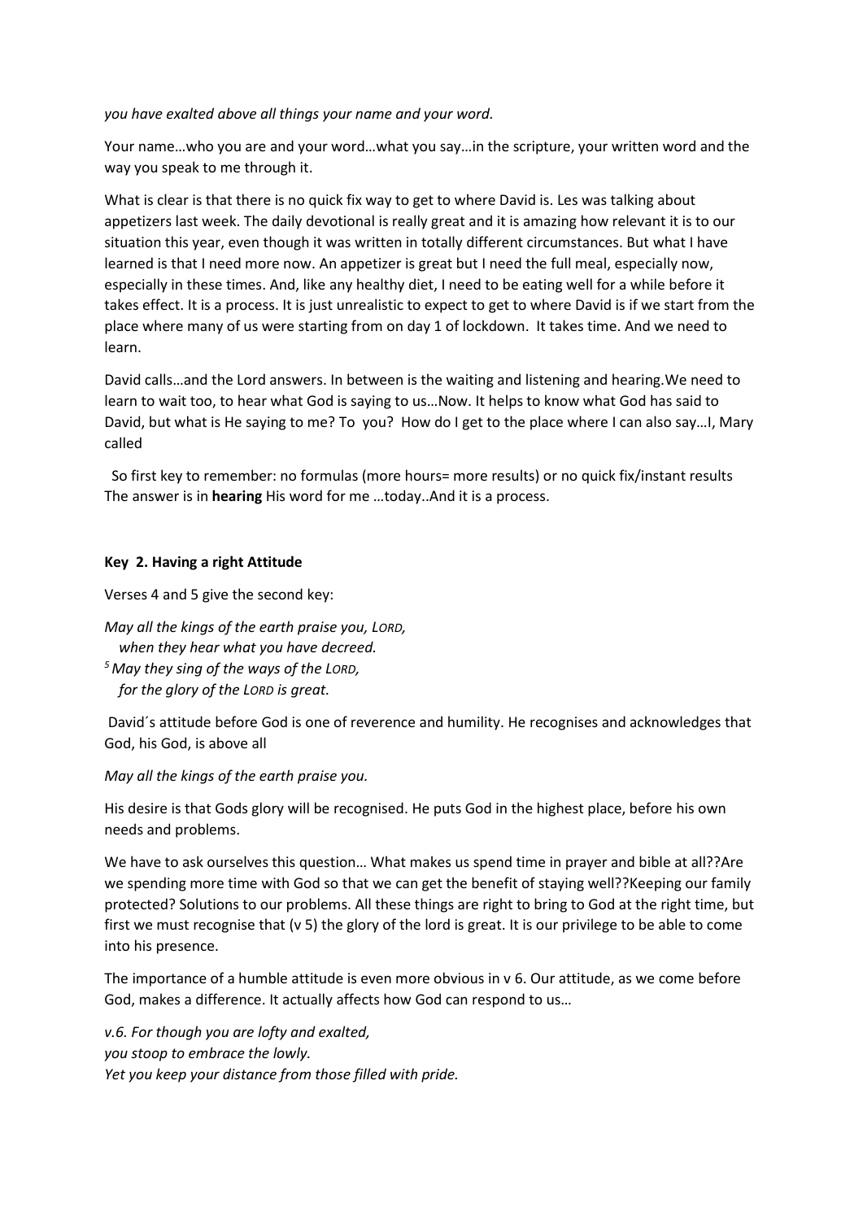*you have exalted above all things your name and your word.*

Your name…who you are and your word…what you say…in the scripture, your written word and the way you speak to me through it.

What is clear is that there is no quick fix way to get to where David is. Les was talking about appetizers last week. The daily devotional is really great and it is amazing how relevant it is to our situation this year, even though it was written in totally different circumstances. But what I have learned is that I need more now. An appetizer is great but I need the full meal, especially now, especially in these times. And, like any healthy diet, I need to be eating well for a while before it takes effect. It is a process. It is just unrealistic to expect to get to where David is if we start from the place where many of us were starting from on day 1 of lockdown. It takes time. And we need to learn.

David calls…and the Lord answers. In between is the waiting and listening and hearing.We need to learn to wait too, to hear what God is saying to us…Now. It helps to know what God has said to David, but what is He saying to me? To you? How do I get to the place where I can also say…I, Mary called

So first key to remember: no formulas (more hours= more results) or no quick fix/instant results The answer is in **hearing** His word for me …today..And it is a process.

**Key 2. Having a right Attitude**

Verses 4 and 5 give the second key:

*May all the kings of the earth praise you, LORD,*
*when they hear what you have decreed.*
*[5] May they sing of the ways of the LORD,*
*for the glory of the LORD is great.*

David´s attitude before God is one of reverence and humility. He recognises and acknowledges that God, his God, is above all

*May all the kings of the earth praise you.*

His desire is that Gods glory will be recognised. He puts God in the highest place, before his own needs and problems.

We have to ask ourselves this question… What makes us spend time in prayer and bible at all??Are we spending more time with God so that we can get the benefit of staying well??Keeping our family protected? Solutions to our problems. All these things are right to bring to God at the right time, but first we must recognise that (v 5) the glory of the lord is great. It is our privilege to be able to come into his presence.

The importance of a humble attitude is even more obvious in v 6. Our attitude, as we come before God, makes a difference. It actually affects how God can respond to us…

*v.6. For though you are lofty and exalted,*
*you stoop to embrace the lowly.*
*Yet you keep your distance from those filled with pride.*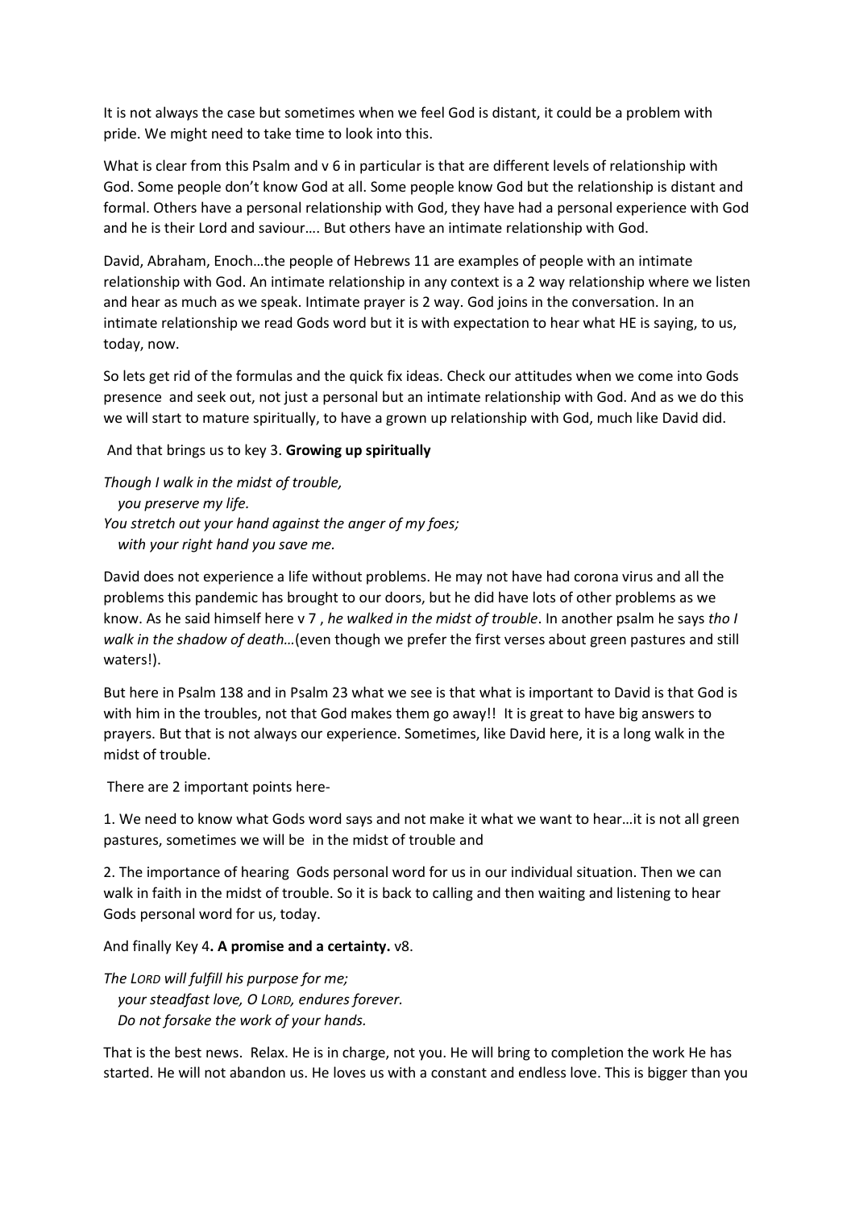It is not always the case but sometimes when we feel God is distant, it could be a problem with pride. We might need to take time to look into this.

What is clear from this Psalm and v 6 in particular is that are different levels of relationship with God. Some people don't know God at all. Some people know God but the relationship is distant and formal. Others have a personal relationship with God, they have had a personal experience with God and he is their Lord and saviour…. But others have an intimate relationship with God.

David, Abraham, Enoch…the people of Hebrews 11 are examples of people with an intimate relationship with God. An intimate relationship in any context is a 2 way relationship where we listen and hear as much as we speak. Intimate prayer is 2 way. God joins in the conversation. In an intimate relationship we read Gods word but it is with expectation to hear what HE is saying, to us, today, now.

So lets get rid of the formulas and the quick fix ideas. Check our attitudes when we come into Gods presence and seek out, not just a personal but an intimate relationship with God. And as we do this we will start to mature spiritually, to have a grown up relationship with God, much like David did.

And that brings us to key 3. **Growing up spiritually**

*Though I walk in the midst of trouble,*
*you preserve my life.*
*You stretch out your hand against the anger of my foes;*
*with your right hand you save me.*

David does not experience a life without problems. He may not have had corona virus and all the problems this pandemic has brought to our doors, but he did have lots of other problems as we know. As he said himself here v 7 , *he walked in the midst of trouble*. In another psalm he says *tho I walk in the shadow of death…*(even though we prefer the first verses about green pastures and still waters!).

But here in Psalm 138 and in Psalm 23 what we see is that what is important to David is that God is with him in the troubles, not that God makes them go away!! It is great to have big answers to prayers. But that is not always our experience. Sometimes, like David here, it is a long walk in the midst of trouble.

There are 2 important points here-

1. We need to know what Gods word says and not make it what we want to hear…it is not all green pastures, sometimes we will be in the midst of trouble and

2. The importance of hearing Gods personal word for us in our individual situation. Then we can walk in faith in the midst of trouble. So it is back to calling and then waiting and listening to hear Gods personal word for us, today.

And finally Key 4**. A promise and a certainty.** v8.

*The LORD will fulfill his purpose for me;*
*your steadfast love, O LORD, endures forever.*
*Do not forsake the work of your hands.*

That is the best news. Relax. He is in charge, not you. He will bring to completion the work He has started. He will not abandon us. He loves us with a constant and endless love. This is bigger than you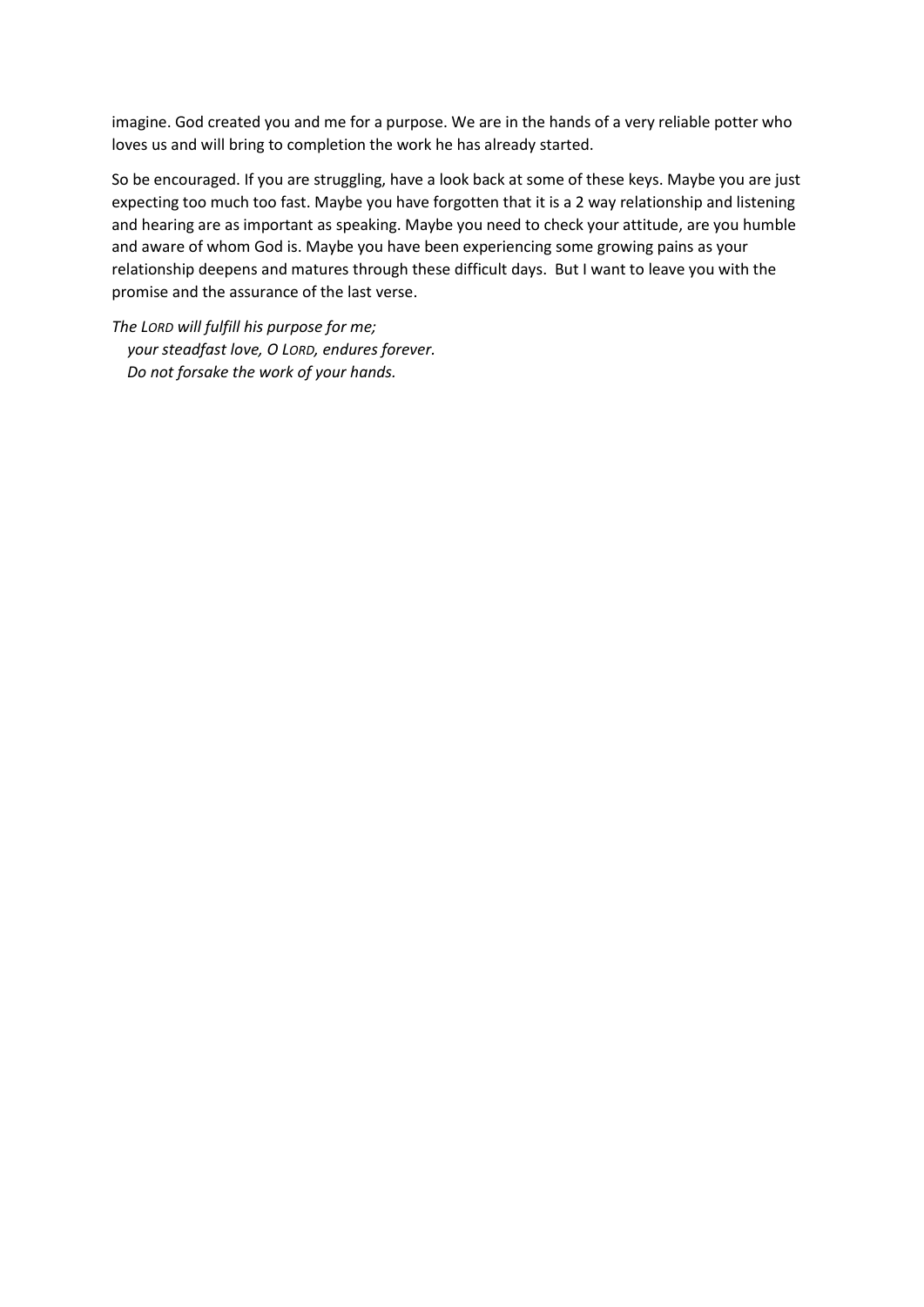imagine. God created you and me for a purpose. We are in the hands of a very reliable potter who loves us and will bring to completion the work he has already started.

So be encouraged. If you are struggling, have a look back at some of these keys. Maybe you are just expecting too much too fast. Maybe you have forgotten that it is a 2 way relationship and listening and hearing are as important as speaking. Maybe you need to check your attitude, are you humble and aware of whom God is. Maybe you have been experiencing some growing pains as your relationship deepens and matures through these difficult days. But I want to leave you with the promise and the assurance of the last verse.

*The LORD will fulfill his purpose for me;*
*your steadfast love, O LORD, endures forever.*
*Do not forsake the work of your hands.*